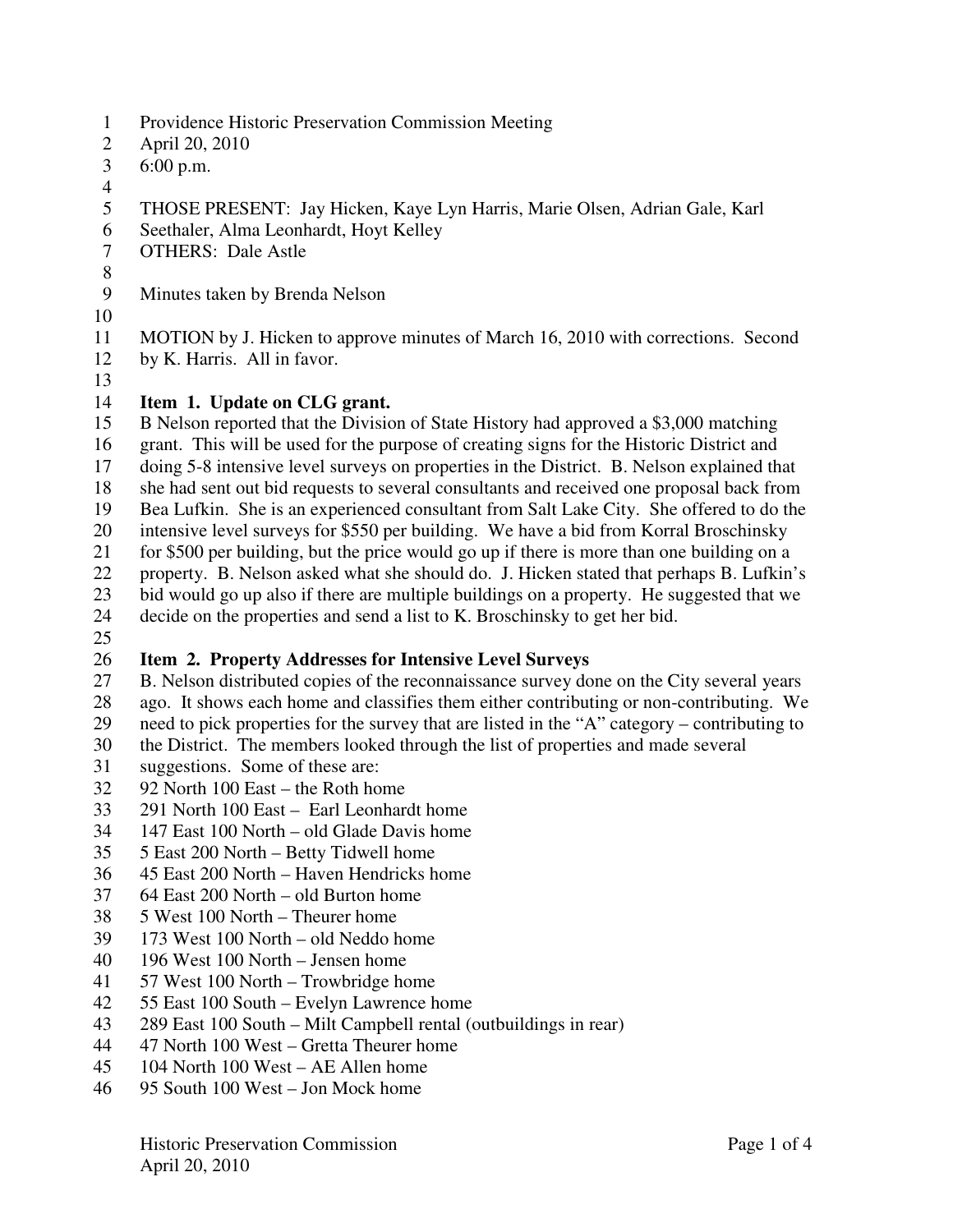Providence Historic Preservation Commission Meeting
April 20, 2010
6:00 p.m.

THOSE PRESENT: Jay Hicken, Kaye Lyn Harris, Marie Olsen, Adrian Gale, Karl Seethaler, Alma Leonhardt, Hoyt Kelley
OTHERS: Dale Astle

Minutes taken by Brenda Nelson

MOTION by J. Hicken to approve minutes of March 16, 2010 with corrections. Second by K. Harris. All in favor.

**Item 1. Update on CLG grant.**
B Nelson reported that the Division of State History had approved a $3,000 matching grant. This will be used for the purpose of creating signs for the Historic District and doing 5-8 intensive level surveys on properties in the District. B. Nelson explained that she had sent out bid requests to several consultants and received one proposal back from Bea Lufkin. She is an experienced consultant from Salt Lake City. She offered to do the intensive level surveys for $550 per building. We have a bid from Korral Broschinsky for $500 per building, but the price would go up if there is more than one building on a property. B. Nelson asked what she should do. J. Hicken stated that perhaps B. Lufkin's bid would go up also if there are multiple buildings on a property. He suggested that we decide on the properties and send a list to K. Broschinsky to get her bid.

**Item 2. Property Addresses for Intensive Level Surveys**
B. Nelson distributed copies of the reconnaissance survey done on the City several years ago. It shows each home and classifies them either contributing or non-contributing. We need to pick properties for the survey that are listed in the "A" category – contributing to the District. The members looked through the list of properties and made several suggestions. Some of these are:
92 North 100 East – the Roth home
291 North 100 East – Earl Leonhardt home
147 East 100 North – old Glade Davis home
5 East 200 North – Betty Tidwell home
45 East 200 North – Haven Hendricks home
64 East 200 North – old Burton home
5 West 100 North – Theurer home
173 West 100 North – old Neddo home
196 West 100 North – Jensen home
57 West 100 North – Trowbridge home
55 East 100 South – Evelyn Lawrence home
289 East 100 South – Milt Campbell rental (outbuildings in rear)
47 North 100 West – Gretta Theurer home
104 North 100 West – AE Allen home
95 South 100 West – Jon Mock home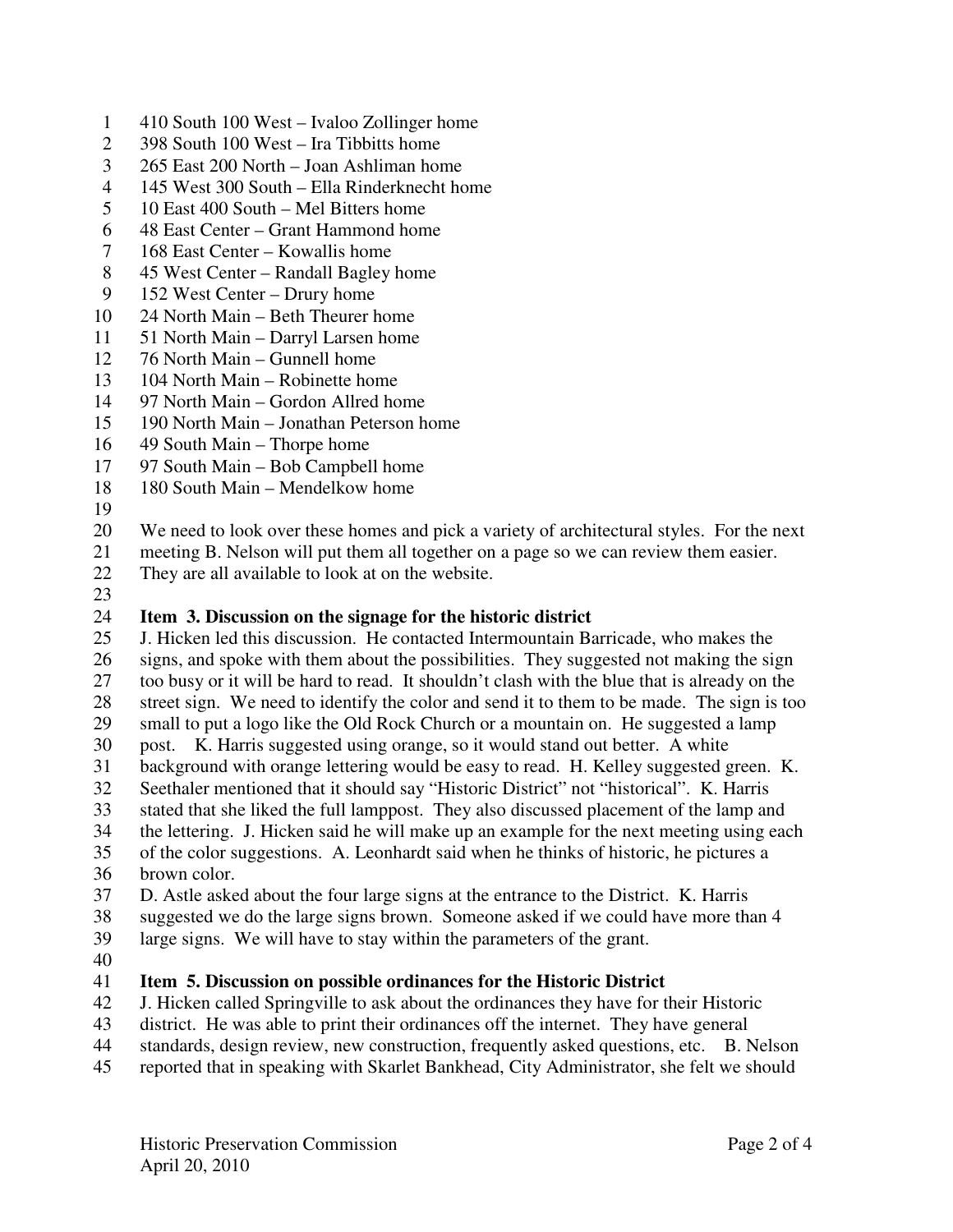410 South 100 West – Ivaloo Zollinger home
398 South 100 West – Ira Tibbitts home
265 East 200 North – Joan Ashliman home
145 West 300 South – Ella Rinderknecht home
10 East 400 South – Mel Bitters home
48 East Center – Grant Hammond home
168 East Center – Kowallis home
45 West Center – Randall Bagley home
152 West Center – Drury home
24 North Main – Beth Theurer home
51 North Main – Darryl Larsen home
76 North Main – Gunnell home
104 North Main – Robinette home
97 North Main – Gordon Allred home
190 North Main – Jonathan Peterson home
49 South Main – Thorpe home
97 South Main – Bob Campbell home
180 South Main – Mendelkow home

We need to look over these homes and pick a variety of architectural styles. For the next meeting B. Nelson will put them all together on a page so we can review them easier. They are all available to look at on the website.

**Item 3. Discussion on the signage for the historic district**

J. Hicken led this discussion. He contacted Intermountain Barricade, who makes the signs, and spoke with them about the possibilities. They suggested not making the sign too busy or it will be hard to read. It shouldn't clash with the blue that is already on the street sign. We need to identify the color and send it to them to be made. The sign is too small to put a logo like the Old Rock Church or a mountain on. He suggested a lamp post. K. Harris suggested using orange, so it would stand out better. A white background with orange lettering would be easy to read. H. Kelley suggested green. K. Seethaler mentioned that it should say "Historic District" not "historical". K. Harris stated that she liked the full lamppost. They also discussed placement of the lamp and the lettering. J. Hicken said he will make up an example for the next meeting using each of the color suggestions. A. Leonhardt said when he thinks of historic, he pictures a brown color.

D. Astle asked about the four large signs at the entrance to the District. K. Harris suggested we do the large signs brown. Someone asked if we could have more than 4 large signs. We will have to stay within the parameters of the grant.

**Item 5. Discussion on possible ordinances for the Historic District**

J. Hicken called Springville to ask about the ordinances they have for their Historic district. He was able to print their ordinances off the internet. They have general standards, design review, new construction, frequently asked questions, etc. B. Nelson reported that in speaking with Skarlet Bankhead, City Administrator, she felt we should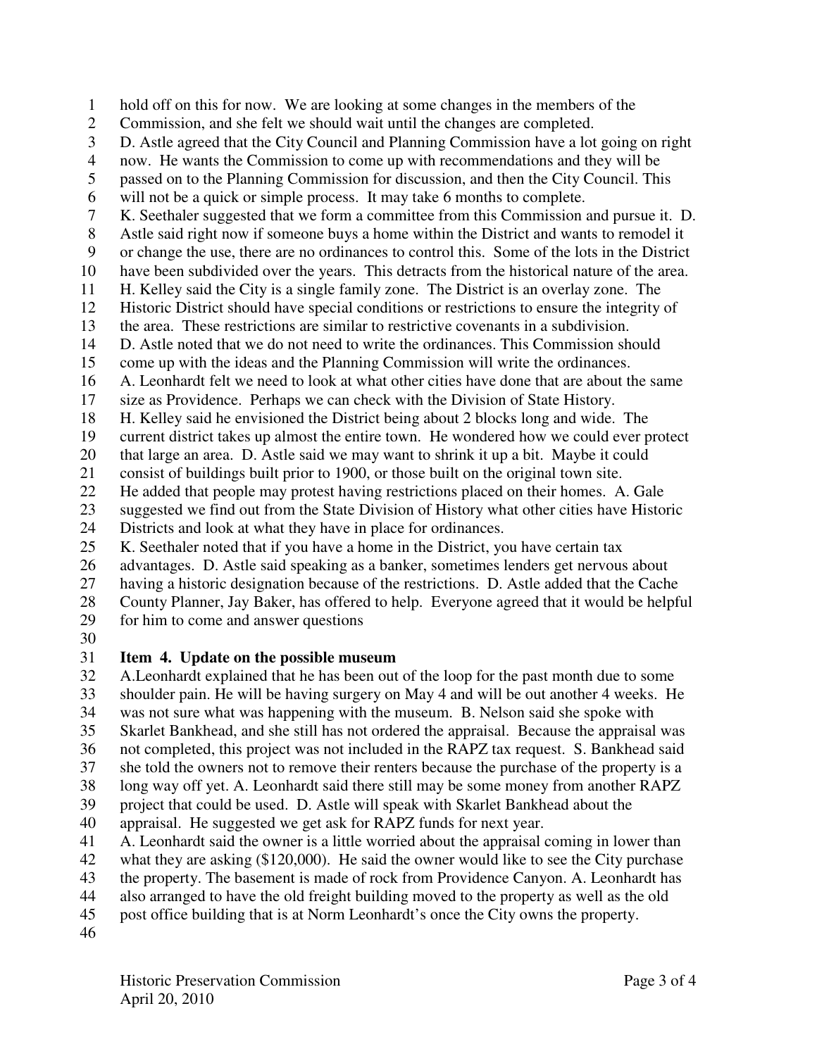hold off on this for now. We are looking at some changes in the members of the Commission, and she felt we should wait until the changes are completed.
D. Astle agreed that the City Council and Planning Commission have a lot going on right now. He wants the Commission to come up with recommendations and they will be passed on to the Planning Commission for discussion, and then the City Council. This will not be a quick or simple process. It may take 6 months to complete.
K. Seethaler suggested that we form a committee from this Commission and pursue it. D. Astle said right now if someone buys a home within the District and wants to remodel it or change the use, there are no ordinances to control this. Some of the lots in the District have been subdivided over the years. This detracts from the historical nature of the area.
H. Kelley said the City is a single family zone. The District is an overlay zone. The Historic District should have special conditions or restrictions to ensure the integrity of the area. These restrictions are similar to restrictive covenants in a subdivision.
D. Astle noted that we do not need to write the ordinances. This Commission should come up with the ideas and the Planning Commission will write the ordinances.
A. Leonhardt felt we need to look at what other cities have done that are about the same size as Providence. Perhaps we can check with the Division of State History.
H. Kelley said he envisioned the District being about 2 blocks long and wide. The current district takes up almost the entire town. He wondered how we could ever protect that large an area. D. Astle said we may want to shrink it up a bit. Maybe it could consist of buildings built prior to 1900, or those built on the original town site.
He added that people may protest having restrictions placed on their homes. A. Gale suggested we find out from the State Division of History what other cities have Historic Districts and look at what they have in place for ordinances.
K. Seethaler noted that if you have a home in the District, you have certain tax advantages. D. Astle said speaking as a banker, sometimes lenders get nervous about having a historic designation because of the restrictions. D. Astle added that the Cache County Planner, Jay Baker, has offered to help. Everyone agreed that it would be helpful for him to come and answer questions

**Item 4. Update on the possible museum**

A.Leonhardt explained that he has been out of the loop for the past month due to some shoulder pain. He will be having surgery on May 4 and will be out another 4 weeks. He was not sure what was happening with the museum. B. Nelson said she spoke with Skarlet Bankhead, and she still has not ordered the appraisal. Because the appraisal was not completed, this project was not included in the RAPZ tax request. S. Bankhead said she told the owners not to remove their renters because the purchase of the property is a long way off yet. A. Leonhardt said there still may be some money from another RAPZ project that could be used. D. Astle will speak with Skarlet Bankhead about the appraisal. He suggested we get ask for RAPZ funds for next year.
A. Leonhardt said the owner is a little worried about the appraisal coming in lower than what they are asking ($120,000). He said the owner would like to see the City purchase the property. The basement is made of rock from Providence Canyon. A. Leonhardt has also arranged to have the old freight building moved to the property as well as the old post office building that is at Norm Leonhardt's once the City owns the property.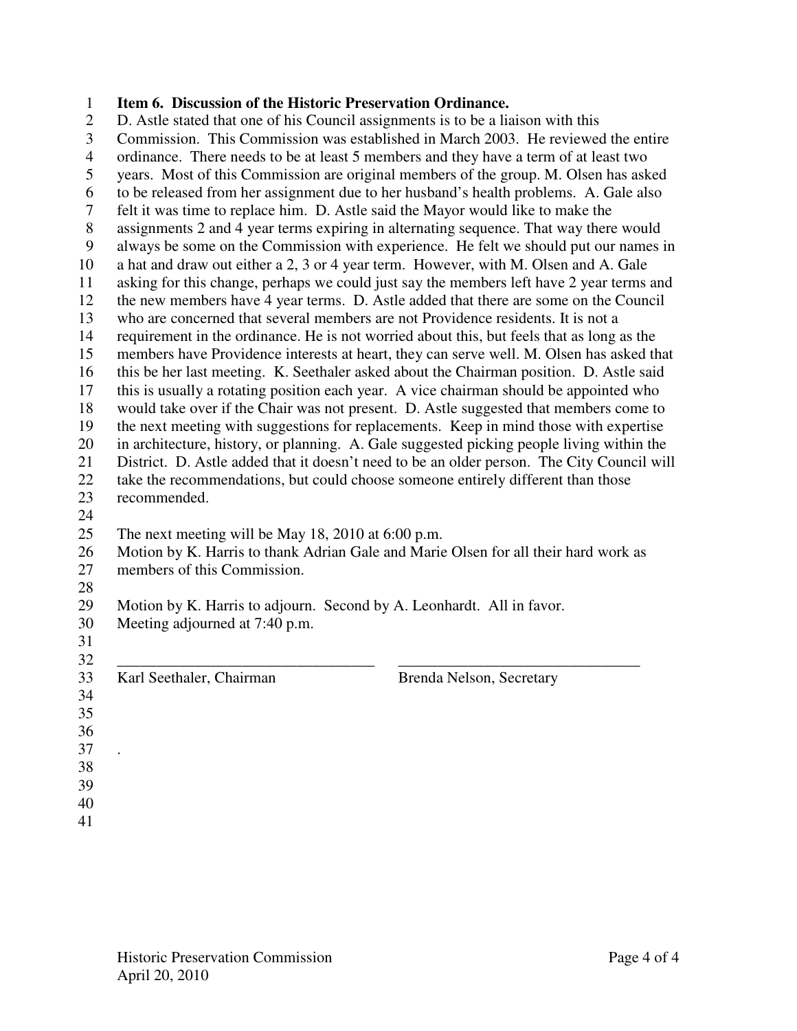**Item 6. Discussion of the Historic Preservation Ordinance.**

D. Astle stated that one of his Council assignments is to be a liaison with this Commission. This Commission was established in March 2003. He reviewed the entire ordinance. There needs to be at least 5 members and they have a term of at least two years. Most of this Commission are original members of the group. M. Olsen has asked to be released from her assignment due to her husband's health problems. A. Gale also felt it was time to replace him. D. Astle said the Mayor would like to make the assignments 2 and 4 year terms expiring in alternating sequence. That way there would always be some on the Commission with experience. He felt we should put our names in a hat and draw out either a 2, 3 or 4 year term. However, with M. Olsen and A. Gale asking for this change, perhaps we could just say the members left have 2 year terms and the new members have 4 year terms. D. Astle added that there are some on the Council who are concerned that several members are not Providence residents. It is not a requirement in the ordinance. He is not worried about this, but feels that as long as the members have Providence interests at heart, they can serve well. M. Olsen has asked that this be her last meeting. K. Seethaler asked about the Chairman position. D. Astle said this is usually a rotating position each year. A vice chairman should be appointed who would take over if the Chair was not present. D. Astle suggested that members come to the next meeting with suggestions for replacements. Keep in mind those with expertise in architecture, history, or planning. A. Gale suggested picking people living within the District. D. Astle added that it doesn't need to be an older person. The City Council will take the recommendations, but could choose someone entirely different than those recommended.

The next meeting will be May 18, 2010 at 6:00 p.m.
Motion by K. Harris to thank Adrian Gale and Marie Olsen for all their hard work as members of this Commission.

Motion by K. Harris to adjourn. Second by A. Leonhardt. All in favor.
Meeting adjourned at 7:40 p.m.

\_\_\_\_\_\_\_\_\_\_\_\_\_\_\_\_\_\_\_\_\_\_\_\_\_\_\_\_\_\_\_\_\_ \_\_\_\_\_\_\_\_\_\_\_\_\_\_\_\_\_\_\_\_\_\_\_\_\_\_\_\_\_\_\_\_\_

Karl Seethaler, Chairman Brenda Nelson, Secretary

.